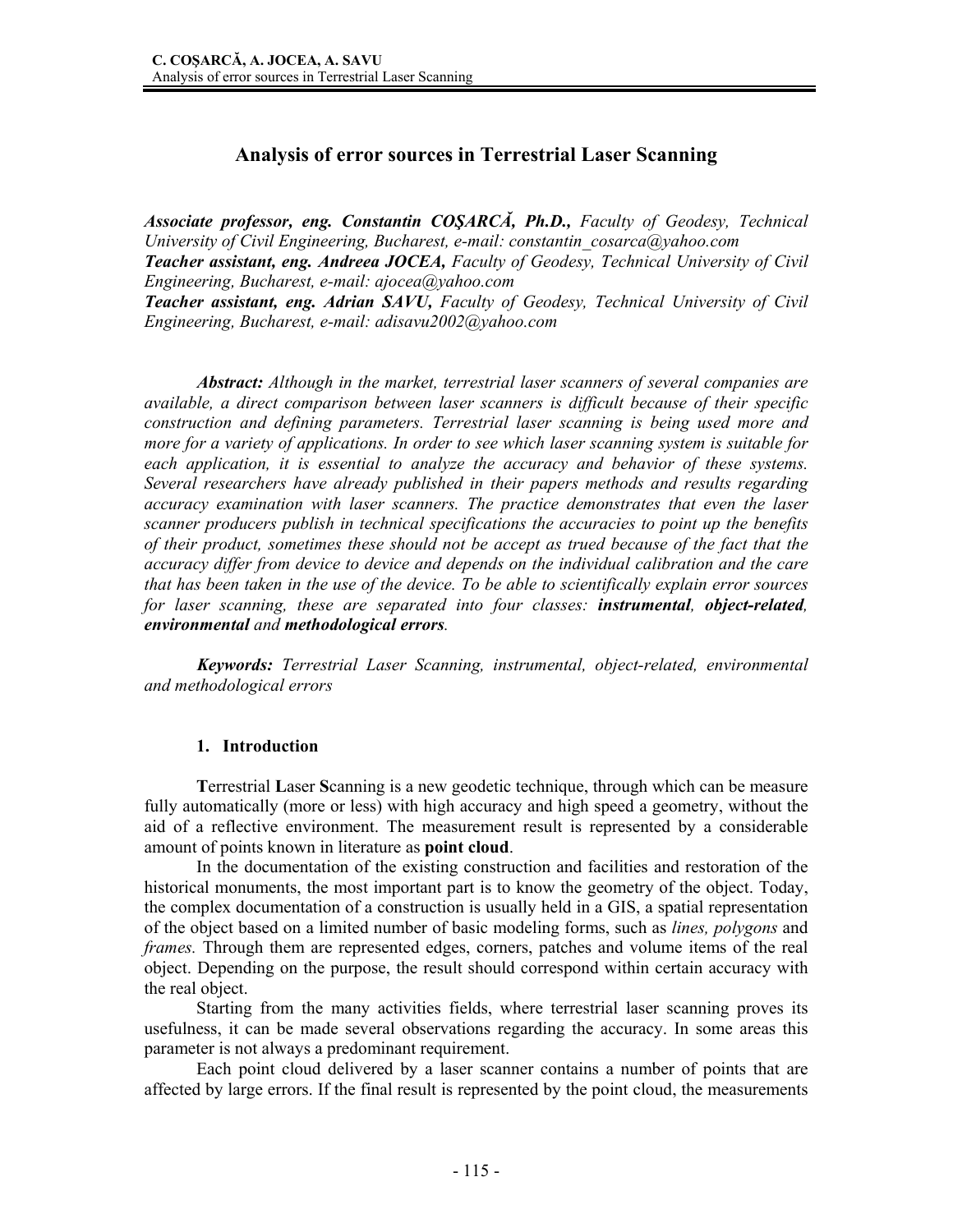# Analysis of error sources in Terrestrial Laser Scanning

***Associate professor, eng. Constantin COŞARCĂ, Ph.D.,*** *Faculty of Geodesy, Technical University of Civil Engineering, Bucharest, e-mail: constantin_cosarca@yahoo.com*
***Teacher assistant, eng. Andreea JOCEA,*** *Faculty of Geodesy, Technical University of Civil Engineering, Bucharest, e-mail: ajocea@yahoo.com*
***Teacher assistant, eng. Adrian SAVU,*** *Faculty of Geodesy, Technical University of Civil Engineering, Bucharest, e-mail: adisavu2002@yahoo.com*

***Abstract:*** *Although in the market, terrestrial laser scanners of several companies are available, a direct comparison between laser scanners is difficult because of their specific construction and defining parameters. Terrestrial laser scanning is being used more and more for a variety of applications. In order to see which laser scanning system is suitable for each application, it is essential to analyze the accuracy and behavior of these systems. Several researchers have already published in their papers methods and results regarding accuracy examination with laser scanners. The practice demonstrates that even the laser scanner producers publish in technical specifications the accuracies to point up the benefits of their product, sometimes these should not be accept as trued because of the fact that the accuracy differ from device to device and depends on the individual calibration and the care that has been taken in the use of the device. To be able to scientifically explain error sources for laser scanning, these are separated into four classes:* ***instrumental****,* ***object-related****,* ***environmental*** *and* ***methodological errors****.*

***Keywords:*** *Terrestrial Laser Scanning, instrumental, object-related, environmental and methodological errors*

## 1. Introduction

**T**errestrial **L**aser **S**canning is a new geodetic technique, through which can be measure fully automatically (more or less) with high accuracy and high speed a geometry, without the aid of a reflective environment. The measurement result is represented by a considerable amount of points known in literature as **point cloud**.

In the documentation of the existing construction and facilities and restoration of the historical monuments, the most important part is to know the geometry of the object. Today, the complex documentation of a construction is usually held in a GIS, a spatial representation of the object based on a limited number of basic modeling forms, such as *lines, polygons* and *frames.* Through them are represented edges, corners, patches and volume items of the real object. Depending on the purpose, the result should correspond within certain accuracy with the real object.

Starting from the many activities fields, where terrestrial laser scanning proves its usefulness, it can be made several observations regarding the accuracy. In some areas this parameter is not always a predominant requirement.

Each point cloud delivered by a laser scanner contains a number of points that are affected by large errors. If the final result is represented by the point cloud, the measurements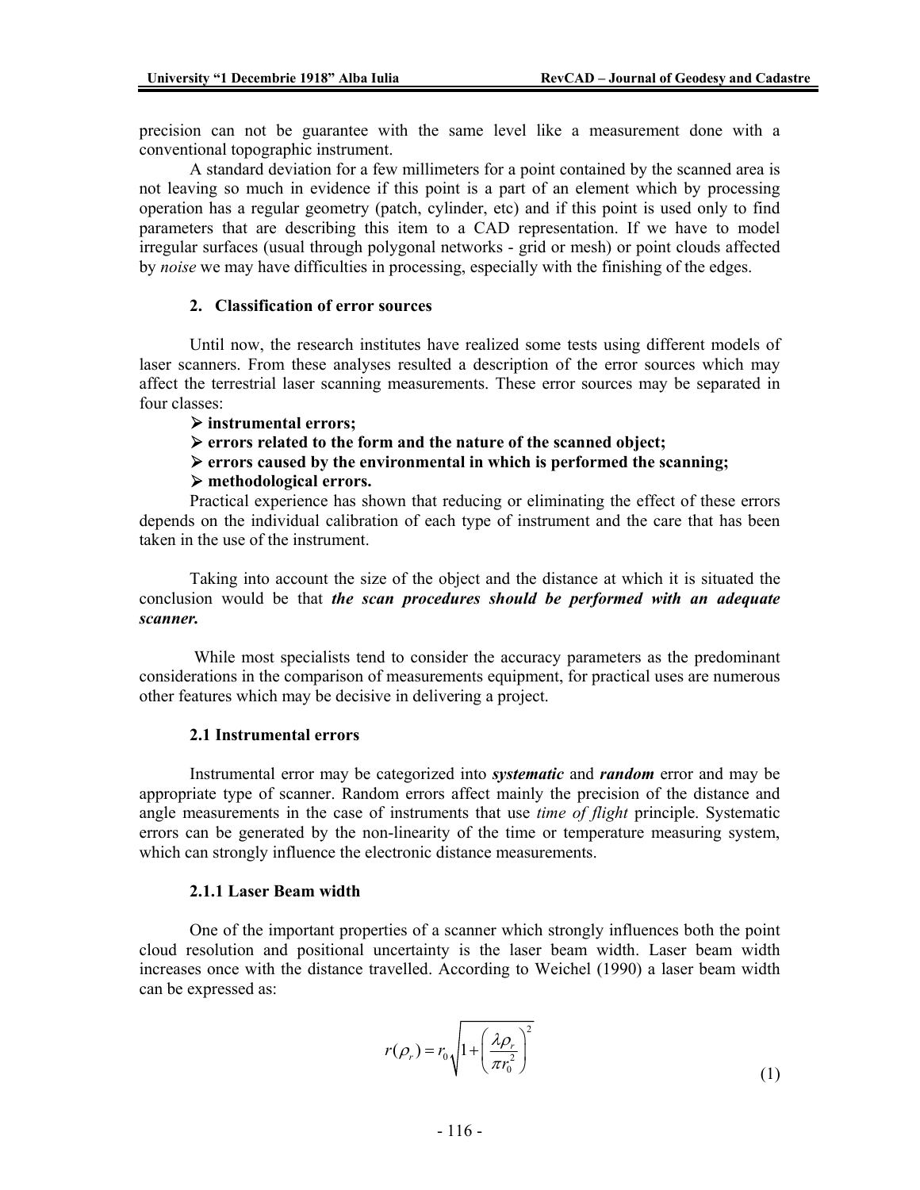precision can not be guarantee with the same level like a measurement done with a conventional topographic instrument.

A standard deviation for a few millimeters for a point contained by the scanned area is not leaving so much in evidence if this point is a part of an element which by processing operation has a regular geometry (patch, cylinder, etc) and if this point is used only to find parameters that are describing this item to a CAD representation. If we have to model irregular surfaces (usual through polygonal networks - grid or mesh) or point clouds affected by *noise* we may have difficulties in processing, especially with the finishing of the edges.

## 2. Classification of error sources

Until now, the research institutes have realized some tests using different models of laser scanners. From these analyses resulted a description of the error sources which may affect the terrestrial laser scanning measurements. These error sources may be separated in four classes:

- **instrumental errors;**
- **errors related to the form and the nature of the scanned object;**
- **errors caused by the environmental in which is performed the scanning;**
- **methodological errors.**

Practical experience has shown that reducing or eliminating the effect of these errors depends on the individual calibration of each type of instrument and the care that has been taken in the use of the instrument.

Taking into account the size of the object and the distance at which it is situated the conclusion would be that ***the scan procedures should be performed with an adequate scanner.***

While most specialists tend to consider the accuracy parameters as the predominant considerations in the comparison of measurements equipment, for practical uses are numerous other features which may be decisive in delivering a project.

### 2.1 Instrumental errors

Instrumental error may be categorized into ***systematic*** and ***random*** error and may be appropriate type of scanner. Random errors affect mainly the precision of the distance and angle measurements in the case of instruments that use *time of flight* principle. Systematic errors can be generated by the non-linearity of the time or temperature measuring system, which can strongly influence the electronic distance measurements.

#### 2.1.1 Laser Beam width

One of the important properties of a scanner which strongly influences both the point cloud resolution and positional uncertainty is the laser beam width. Laser beam width increases once with the distance travelled. According to Weichel (1990) a laser beam width can be expressed as:

$$r(\rho_r) = r_0 \sqrt{1 + \left( \frac{\lambda \rho_r}{\pi r_0^2} \right)^2} \tag{1}$$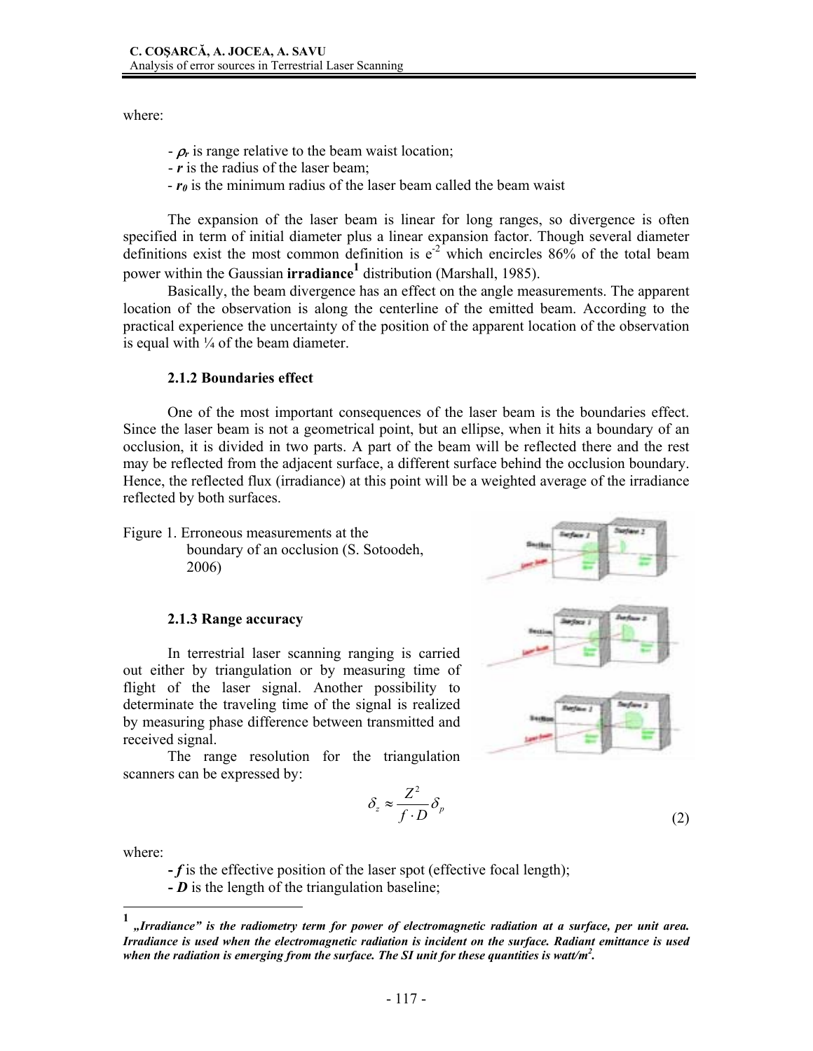where:

- $\rho_r$ is range relative to the beam waist location;
- $r$ is the radius of the laser beam;
- $r_0$ is the minimum radius of the laser beam called the beam waist

The expansion of the laser beam is linear for long ranges, so divergence is often specified in term of initial diameter plus a linear expansion factor. Though several diameter definitions exist the most common definition is $e^{-2}$ which encircles 86% of the total beam power within the Gaussian **irradiance**[1] distribution (Marshall, 1985).

Basically, the beam divergence has an effect on the angle measurements. The apparent location of the observation is along the centerline of the emitted beam. According to the practical experience the uncertainty of the position of the apparent location of the observation is equal with ¼ of the beam diameter.

### 2.1.2 Boundaries effect

One of the most important consequences of the laser beam is the boundaries effect. Since the laser beam is not a geometrical point, but an ellipse, when it hits a boundary of an occlusion, it is divided in two parts. A part of the beam will be reflected there and the rest may be reflected from the adjacent surface, a different surface behind the occlusion boundary. Hence, the reflected flux (irradiance) at this point will be a weighted average of the irradiance reflected by both surfaces.

Figure 1. Erroneous measurements at the boundary of an occlusion (S. Sotoodeh, 2006)

### 2.1.3 Range accuracy

In terrestrial laser scanning ranging is carried out either by triangulation or by measuring time of flight of the laser signal. Another possibility to determinate the traveling time of the signal is realized by measuring phase difference between transmitted and received signal.

The range resolution for the triangulation scanners can be expressed by:

$$\delta_z \approx \frac{Z^2}{f \cdot D} \delta_p \tag{2}$$

where:

- $f$ is the effective position of the laser spot (effective focal length);
- $D$ is the length of the triangulation baseline;

[1] ***„Irradiance" is the radiometry term for power of electromagnetic radiation at a surface, per unit area. Irradiance is used when the electromagnetic radiation is incident on the surface. Radiant emittance is used when the radiation is emerging from the surface. The SI unit for these quantities is watt/m$^2$.***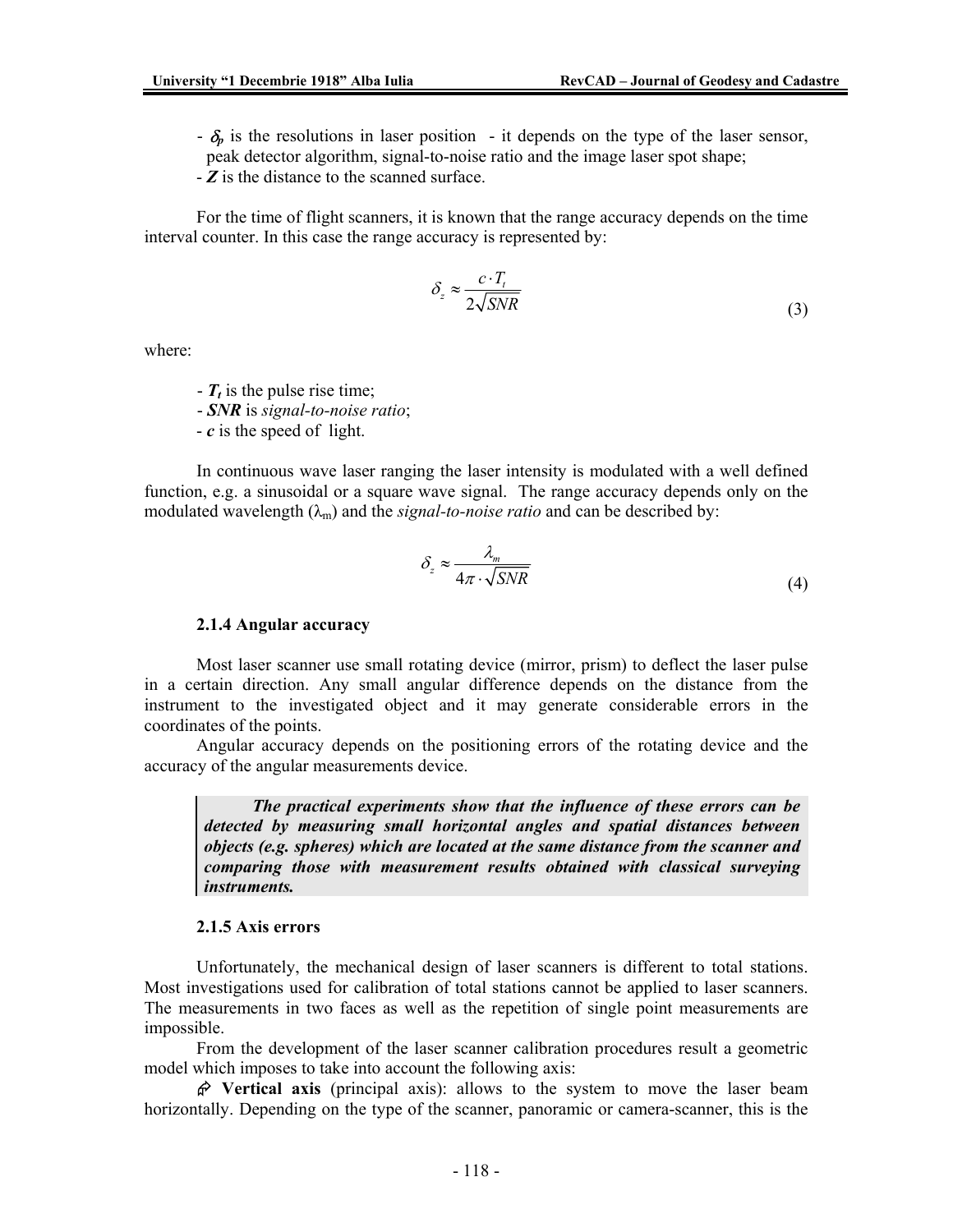- $\delta_p$ is the resolutions in laser position - it depends on the type of the laser sensor, peak detector algorithm, signal-to-noise ratio and the image laser spot shape;
- ***Z*** is the distance to the scanned surface.

For the time of flight scanners, it is known that the range accuracy depends on the time interval counter. In this case the range accuracy is represented by:

$$\delta_z \approx \frac{c \cdot T_t}{2\sqrt{SNR}} \tag{3}$$

where:

- $T_t$ is the pulse rise time;
- ***SNR*** is *signal-to-noise ratio*;
- ***c*** is the speed of light.

In continuous wave laser ranging the laser intensity is modulated with a well defined function, e.g. a sinusoidal or a square wave signal. The range accuracy depends only on the modulated wavelength ($\lambda_m$) and the *signal-to-noise ratio* and can be described by:

$$\delta_z \approx \frac{\lambda_m}{4\pi \cdot \sqrt{SNR}} \tag{4}$$

### 2.1.4 Angular accuracy

Most laser scanner use small rotating device (mirror, prism) to deflect the laser pulse in a certain direction. Any small angular difference depends on the distance from the instrument to the investigated object and it may generate considerable errors in the coordinates of the points.

Angular accuracy depends on the positioning errors of the rotating device and the accuracy of the angular measurements device.

> ***The practical experiments show that the influence of these errors can be detected by measuring small horizontal angles and spatial distances between objects (e.g. spheres) which are located at the same distance from the scanner and comparing those with measurement results obtained with classical surveying instruments.***

### 2.1.5 Axis errors

Unfortunately, the mechanical design of laser scanners is different to total stations. Most investigations used for calibration of total stations cannot be applied to laser scanners. The measurements in two faces as well as the repetition of single point measurements are impossible.

From the development of the laser scanner calibration procedures result a geometric model which imposes to take into account the following axis:

- **Vertical axis** (principal axis): allows to the system to move the laser beam horizontally. Depending on the type of the scanner, panoramic or camera-scanner, this is the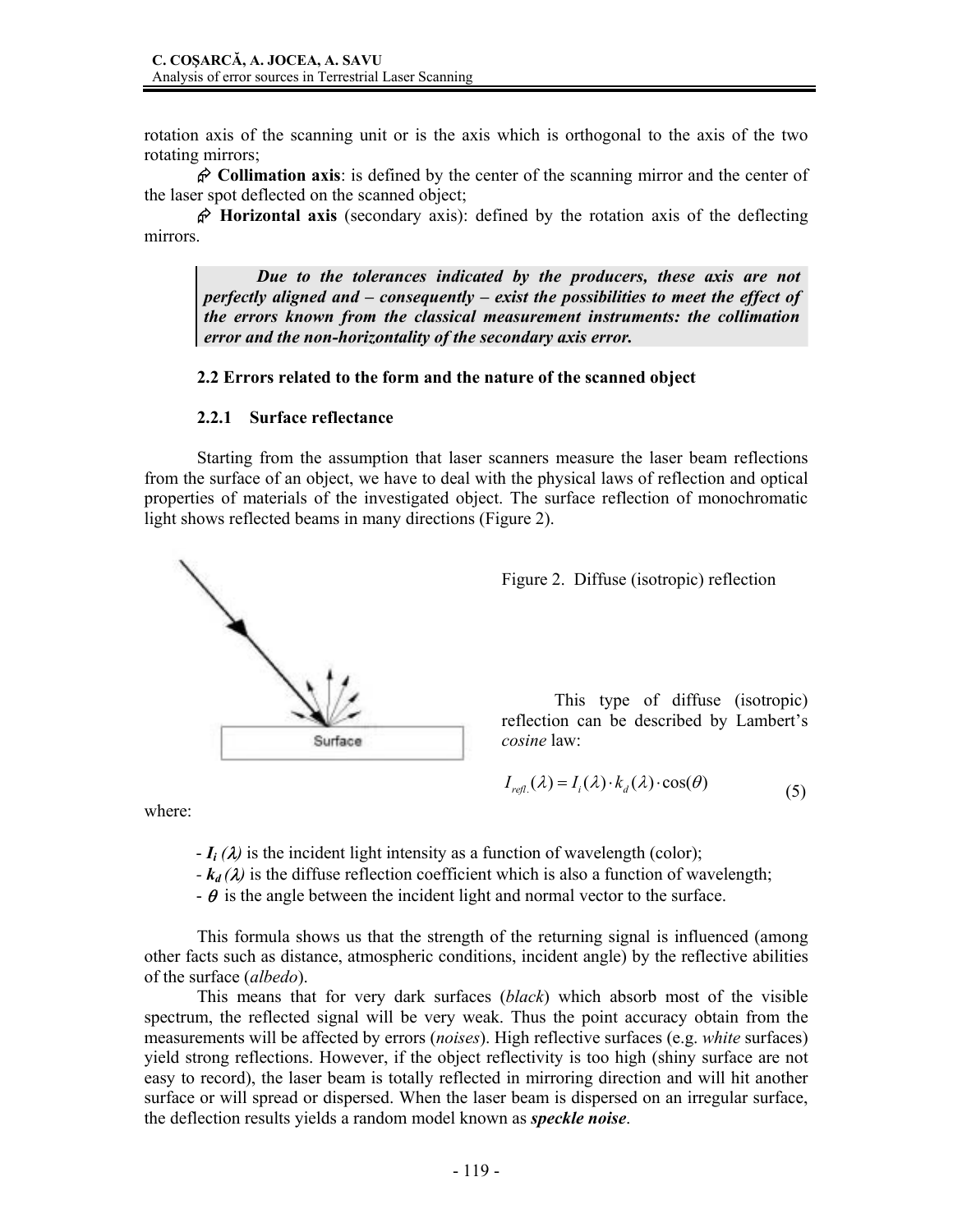rotation axis of the scanning unit or is the axis which is orthogonal to the axis of the two rotating mirrors;

- **Collimation axis**: is defined by the center of the scanning mirror and the center of the laser spot deflected on the scanned object;
- **Horizontal axis** (secondary axis): defined by the rotation axis of the deflecting mirrors.

> ***Due to the tolerances indicated by the producers, these axis are not perfectly aligned and – consequently – exist the possibilities to meet the effect of the errors known from the classical measurement instruments: the collimation error and the non-horizontality of the secondary axis error.***

### 2.2 Errors related to the form and the nature of the scanned object

#### 2.2.1 Surface reflectance

Starting from the assumption that laser scanners measure the laser beam reflections from the surface of an object, we have to deal with the physical laws of reflection and optical properties of materials of the investigated object. The surface reflection of monochromatic light shows reflected beams in many directions (Figure 2).

Figure 2. Diffuse (isotropic) reflection

This type of diffuse (isotropic) reflection can be described by Lambert's *cosine* law:

$$I_{refl.}(\lambda) = I_i(\lambda) \cdot k_d(\lambda) \cdot \cos(\theta) \tag{5}$$

where:

- $I_i(\lambda)$ is the incident light intensity as a function of wavelength (color);
- $k_d(\lambda)$ is the diffuse reflection coefficient which is also a function of wavelength;
- $\theta$ is the angle between the incident light and normal vector to the surface.

This formula shows us that the strength of the returning signal is influenced (among other facts such as distance, atmospheric conditions, incident angle) by the reflective abilities of the surface (*albedo*).

This means that for very dark surfaces (*black*) which absorb most of the visible spectrum, the reflected signal will be very weak. Thus the point accuracy obtain from the measurements will be affected by errors (*noises*). High reflective surfaces (e.g. *white* surfaces) yield strong reflections. However, if the object reflectivity is too high (shiny surface are not easy to record), the laser beam is totally reflected in mirroring direction and will hit another surface or will spread or dispersed. When the laser beam is dispersed on an irregular surface, the deflection results yields a random model known as ***speckle noise***.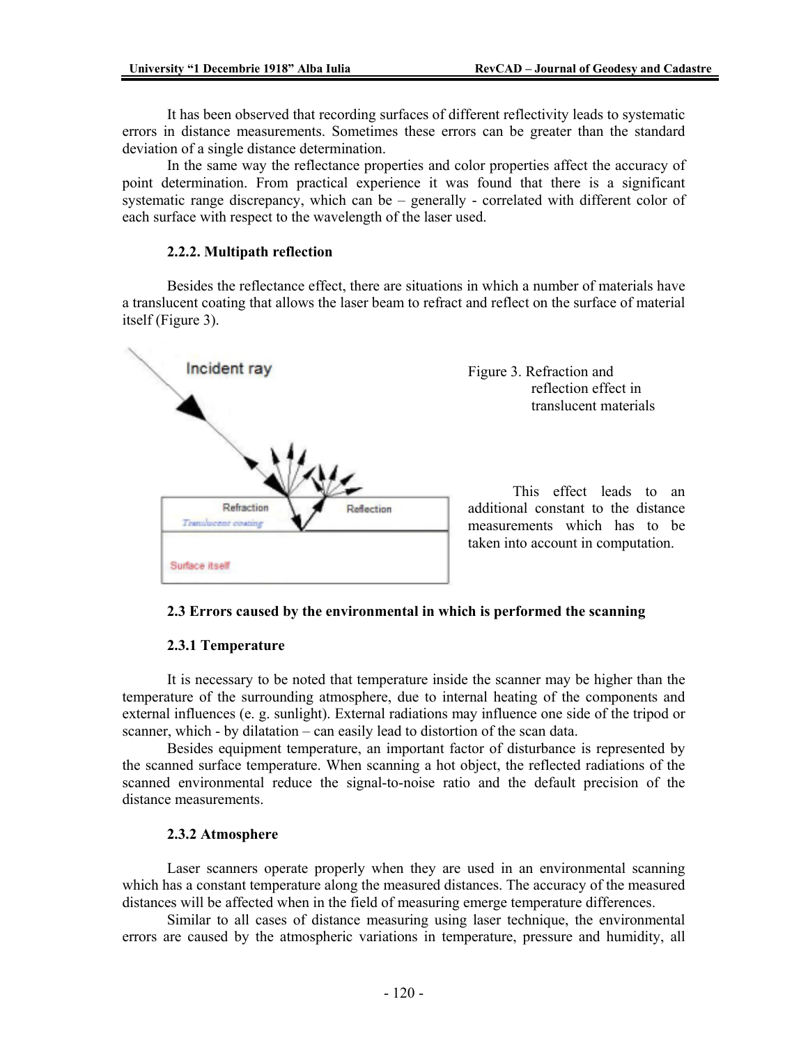It has been observed that recording surfaces of different reflectivity leads to systematic errors in distance measurements. Sometimes these errors can be greater than the standard deviation of a single distance determination.

In the same way the reflectance properties and color properties affect the accuracy of point determination. From practical experience it was found that there is a significant systematic range discrepancy, which can be – generally - correlated with different color of each surface with respect to the wavelength of the laser used.

### 2.2.2. Multipath reflection

Besides the reflectance effect, there are situations in which a number of materials have a translucent coating that allows the laser beam to refract and reflect on the surface of material itself (Figure 3).

Figure 3. Refraction and reflection effect in translucent materials

This effect leads to an additional constant to the distance measurements which has to be taken into account in computation.

### 2.3 Errors caused by the environmental in which is performed the scanning

#### 2.3.1 Temperature

It is necessary to be noted that temperature inside the scanner may be higher than the temperature of the surrounding atmosphere, due to internal heating of the components and external influences (e. g. sunlight). External radiations may influence one side of the tripod or scanner, which - by dilatation – can easily lead to distortion of the scan data.

Besides equipment temperature, an important factor of disturbance is represented by the scanned surface temperature. When scanning a hot object, the reflected radiations of the scanned environmental reduce the signal-to-noise ratio and the default precision of the distance measurements.

#### 2.3.2 Atmosphere

Laser scanners operate properly when they are used in an environmental scanning which has a constant temperature along the measured distances. The accuracy of the measured distances will be affected when in the field of measuring emerge temperature differences.

Similar to all cases of distance measuring using laser technique, the environmental errors are caused by the atmospheric variations in temperature, pressure and humidity, all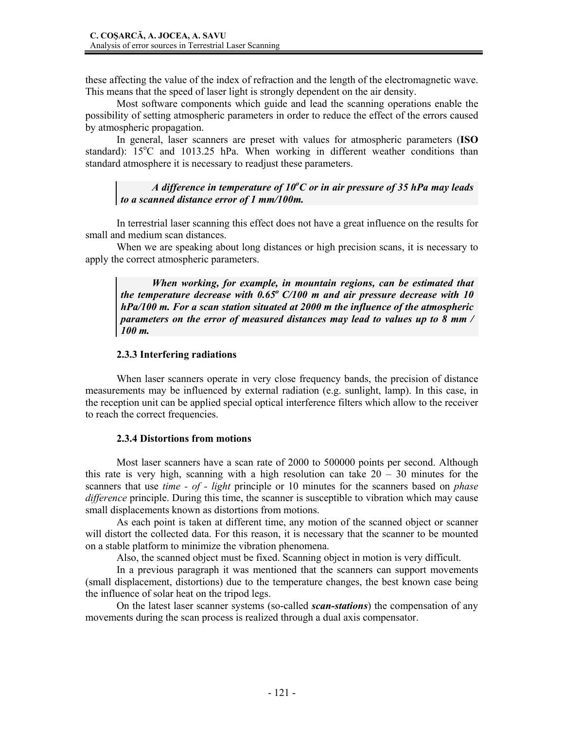these affecting the value of the index of refraction and the length of the electromagnetic wave. This means that the speed of laser light is strongly dependent on the air density.

Most software components which guide and lead the scanning operations enable the possibility of setting atmospheric parameters in order to reduce the effect of the errors caused by atmospheric propagation.

In general, laser scanners are preset with values for atmospheric parameters (**ISO** standard): 15°C and 1013.25 hPa. When working in different weather conditions than standard atmosphere it is necessary to readjust these parameters.

> ***A difference in temperature of 10°C or in air pressure of 35 hPa may leads to a scanned distance error of 1 mm/100m.***

In terrestrial laser scanning this effect does not have a great influence on the results for small and medium scan distances.

When we are speaking about long distances or high precision scans, it is necessary to apply the correct atmospheric parameters.

> ***When working, for example, in mountain regions, can be estimated that the temperature decrease with 0.65° C/100 m and air pressure decrease with 10 hPa/100 m. For a scan station situated at 2000 m the influence of the atmospheric parameters on the error of measured distances may lead to values up to 8 mm / 100 m.***

### 2.3.3 Interfering radiations

When laser scanners operate in very close frequency bands, the precision of distance measurements may be influenced by external radiation (e.g. sunlight, lamp). In this case, in the reception unit can be applied special optical interference filters which allow to the receiver to reach the correct frequencies.

### 2.3.4 Distortions from motions

Most laser scanners have a scan rate of 2000 to 500000 points per second. Although this rate is very high, scanning with a high resolution can take 20 – 30 minutes for the scanners that use *time - of - light* principle or 10 minutes for the scanners based on *phase difference* principle. During this time, the scanner is susceptible to vibration which may cause small displacements known as distortions from motions.

As each point is taken at different time, any motion of the scanned object or scanner will distort the collected data. For this reason, it is necessary that the scanner to be mounted on a stable platform to minimize the vibration phenomena.

Also, the scanned object must be fixed. Scanning object in motion is very difficult.

In a previous paragraph it was mentioned that the scanners can support movements (small displacement, distortions) due to the temperature changes, the best known case being the influence of solar heat on the tripod legs.

On the latest laser scanner systems (so-called ***scan-stations***) the compensation of any movements during the scan process is realized through a dual axis compensator.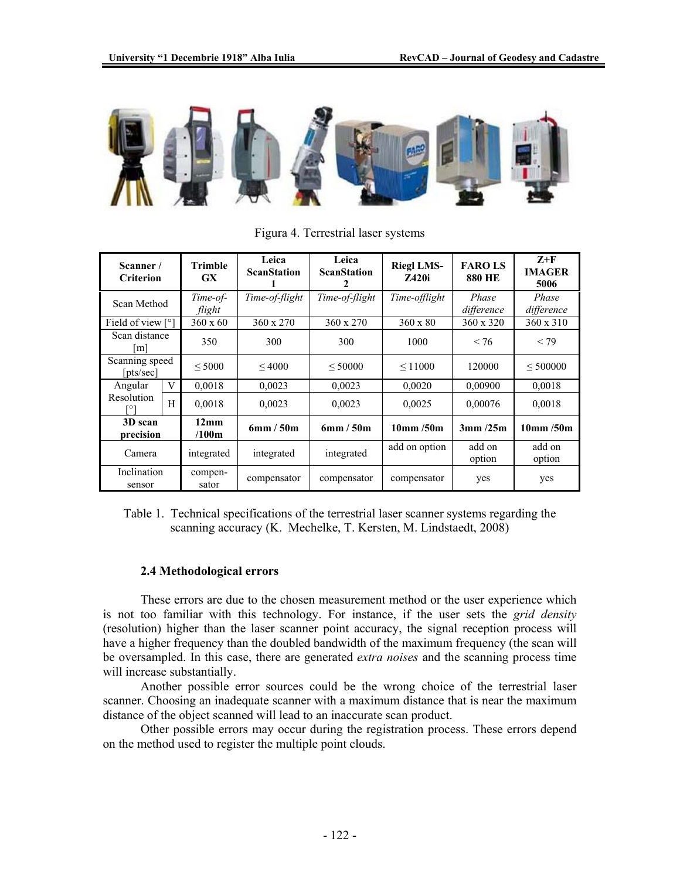Figura 4. Terrestrial laser systems

| Scanner / Criterion | | Trimble GX | Leica ScanStation 1 | Leica ScanStation 2 | Riegl LMS-Z420i | FARO LS 880 HE | Z+F IMAGER 5006 |
|---|---|---|---|---|---|---|---|
| Scan Method | | *Time-of-flight* | *Time-of-flight* | *Time-of-flight* | *Time-offlight* | *Phase difference* | *Phase difference* |
| Field of view [°] | | 360 x 60 | 360 x 270 | 360 x 270 | 360 x 80 | 360 x 320 | 360 x 310 |
| Scan distance [m] | | 350 | 300 | 300 | 1000 | < 76 | < 79 |
| Scanning speed [pts/sec] | | ≤ 5000 | ≤ 4000 | ≤ 50000 | ≤ 11000 | 120000 | ≤ 500000 |
| Angular Resolution [°] | V | 0,0018 | 0,0023 | 0,0023 | 0,0020 | 0,00900 | 0,0018 |
| | H | 0,0018 | 0,0023 | 0,0023 | 0,0025 | 0,00076 | 0,0018 |
| **3D scan precision** | | **12mm /100m** | **6mm / 50m** | **6mm / 50m** | **10mm /50m** | **3mm /25m** | **10mm /50m** |
| Camera | | integrated | integrated | integrated | add on option | add on option | add on option |
| Inclination sensor | | compen-sator | compensator | compensator | compensator | yes | yes |

Table 1. Technical specifications of the terrestrial laser scanner systems regarding the scanning accuracy (K. Mechelke, T. Kersten, M. Lindstaedt, 2008)

### 2.4 Methodological errors

These errors are due to the chosen measurement method or the user experience which is not too familiar with this technology. For instance, if the user sets the *grid density* (resolution) higher than the laser scanner point accuracy, the signal reception process will have a higher frequency than the doubled bandwidth of the maximum frequency (the scan will be oversampled. In this case, there are generated *extra noises* and the scanning process time will increase substantially.

Another possible error sources could be the wrong choice of the terrestrial laser scanner. Choosing an inadequate scanner with a maximum distance that is near the maximum distance of the object scanned will lead to an inaccurate scan product.

Other possible errors may occur during the registration process. These errors depend on the method used to register the multiple point clouds.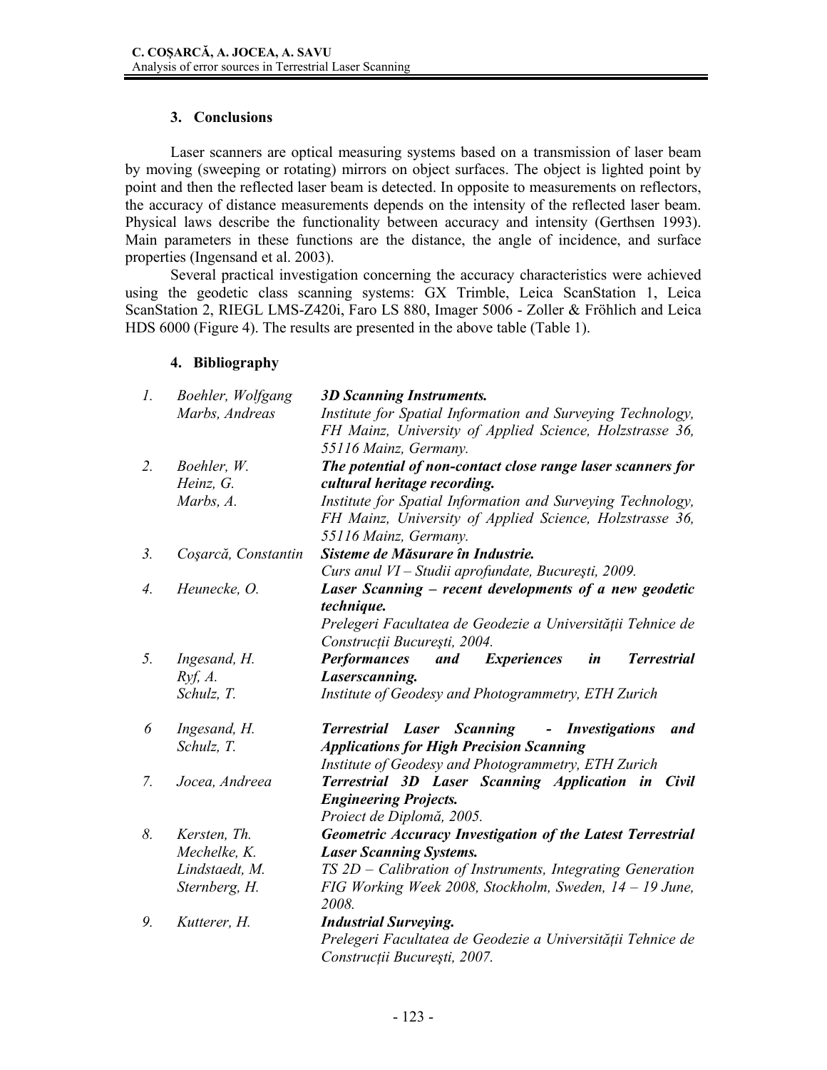## 3. Conclusions

Laser scanners are optical measuring systems based on a transmission of laser beam by moving (sweeping or rotating) mirrors on object surfaces. The object is lighted point by point and then the reflected laser beam is detected. In opposite to measurements on reflectors, the accuracy of distance measurements depends on the intensity of the reflected laser beam. Physical laws describe the functionality between accuracy and intensity (Gerthsen 1993). Main parameters in these functions are the distance, the angle of incidence, and surface properties (Ingensand et al. 2003).

Several practical investigation concerning the accuracy characteristics were achieved using the geodetic class scanning systems: GX Trimble, Leica ScanStation 1, Leica ScanStation 2, RIEGL LMS-Z420i, Faro LS 880, Imager 5006 - Zoller & Fröhlich and Leica HDS 6000 (Figure 4). The results are presented in the above table (Table 1).

## 4. Bibliography

1. *Boehler, Wolfgang; Marbs, Andreas* — ***3D Scanning Instruments.*** *Institute for Spatial Information and Surveying Technology, FH Mainz, University of Applied Science, Holzstrasse 36, 55116 Mainz, Germany.*
2. *Boehler, W.; Heinz, G.; Marbs, A.* — ***The potential of non-contact close range laser scanners for cultural heritage recording.*** *Institute for Spatial Information and Surveying Technology, FH Mainz, University of Applied Science, Holzstrasse 36, 55116 Mainz, Germany.*
3. *Coşarcă, Constantin* — ***Sisteme de Măsurare în Industrie.*** *Curs anul VI – Studii aprofundate, Bucureşti, 2009.*
4. *Heunecke, O.* — ***Laser Scanning – recent developments of a new geodetic technique.*** *Prelegeri Facultatea de Geodezie a Universităţii Tehnice de Construcţii Bucureşti, 2004.*
5. *Ingesand, H.; Ryf, A.; Schulz, T.* — ***Performances and Experiences in Terrestrial Laserscanning.*** *Institute of Geodesy and Photogrammetry, ETH Zurich*
6. *Ingesand, H.; Schulz, T.* — ***Terrestrial Laser Scanning - Investigations and Applications for High Precision Scanning*** *Institute of Geodesy and Photogrammetry, ETH Zurich*
7. *Jocea, Andreea* — ***Terrestrial 3D Laser Scanning Application in Civil Engineering Projects.*** *Proiect de Diplomă, 2005.*
8. *Kersten, Th.; Mechelke, K.; Lindstaedt, M.; Sternberg, H.* — ***Geometric Accuracy Investigation of the Latest Terrestrial Laser Scanning Systems.*** *TS 2D – Calibration of Instruments, Integrating Generation FIG Working Week 2008, Stockholm, Sweden, 14 – 19 June, 2008.*
9. *Kutterer, H.* — ***Industrial Surveying.*** *Prelegeri Facultatea de Geodezie a Universităţii Tehnice de Construcţii Bucureşti, 2007.*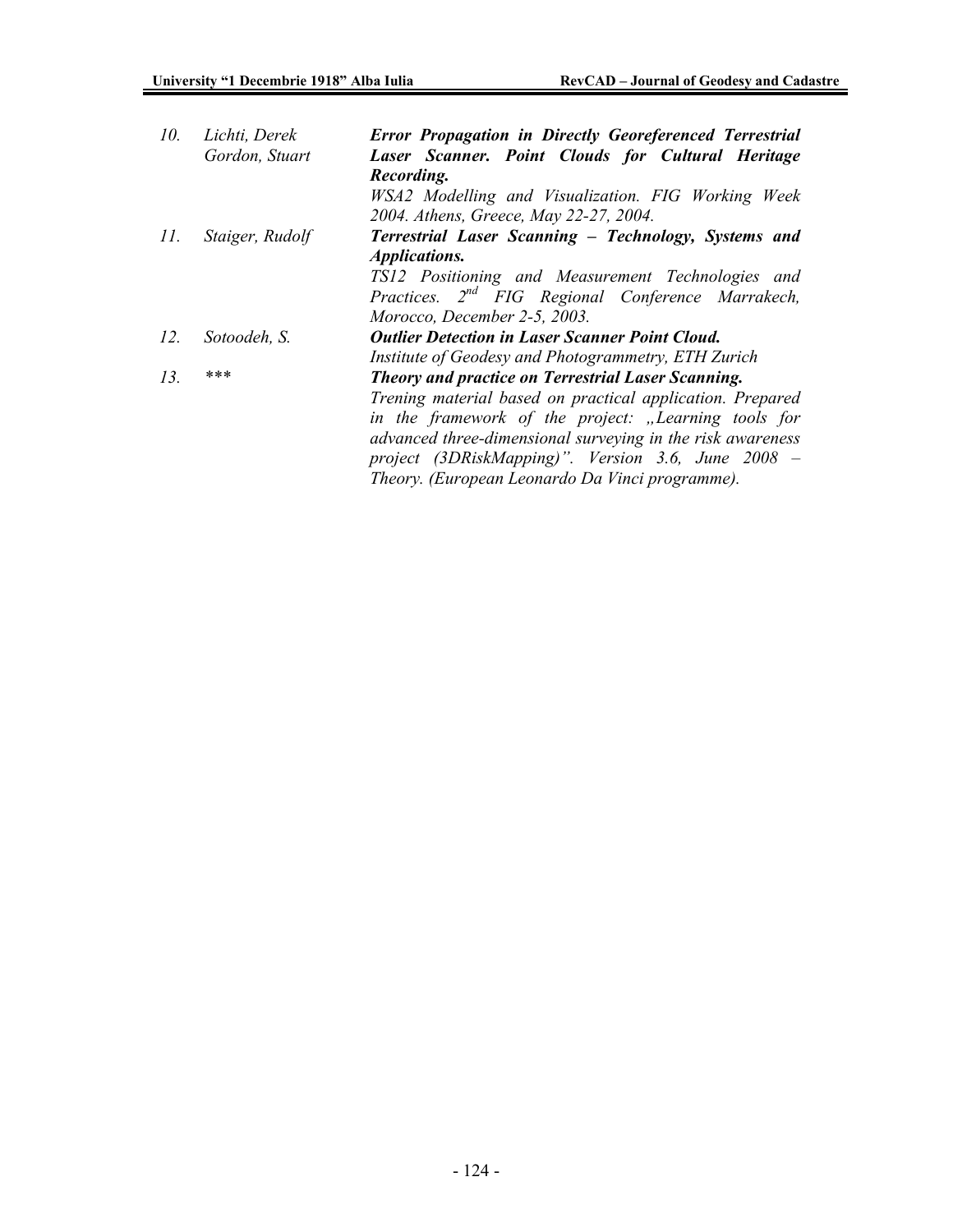10. *Lichti, Derek, Gordon, Stuart* — ***Error Propagation in Directly Georeferenced Terrestrial Laser Scanner. Point Clouds for Cultural Heritage Recording.*** *WSA2 Modelling and Visualization. FIG Working Week 2004. Athens, Greece, May 22-27, 2004.*

11. *Staiger, Rudolf* — ***Terrestrial Laser Scanning – Technology, Systems and Applications.*** *TS12 Positioning and Measurement Technologies and Practices. 2nd FIG Regional Conference Marrakech, Morocco, December 2-5, 2003.*

12. *Sotoodeh, S.* — ***Outlier Detection in Laser Scanner Point Cloud.*** *Institute of Geodesy and Photogrammetry, ETH Zurich*

13. *\*\*\** — ***Theory and practice on Terrestrial Laser Scanning.*** *Trening material based on practical application. Prepared in the framework of the project: „Learning tools for advanced three-dimensional surveying in the risk awareness project (3DRiskMapping)". Version 3.6, June 2008 – Theory. (European Leonardo Da Vinci programme).*